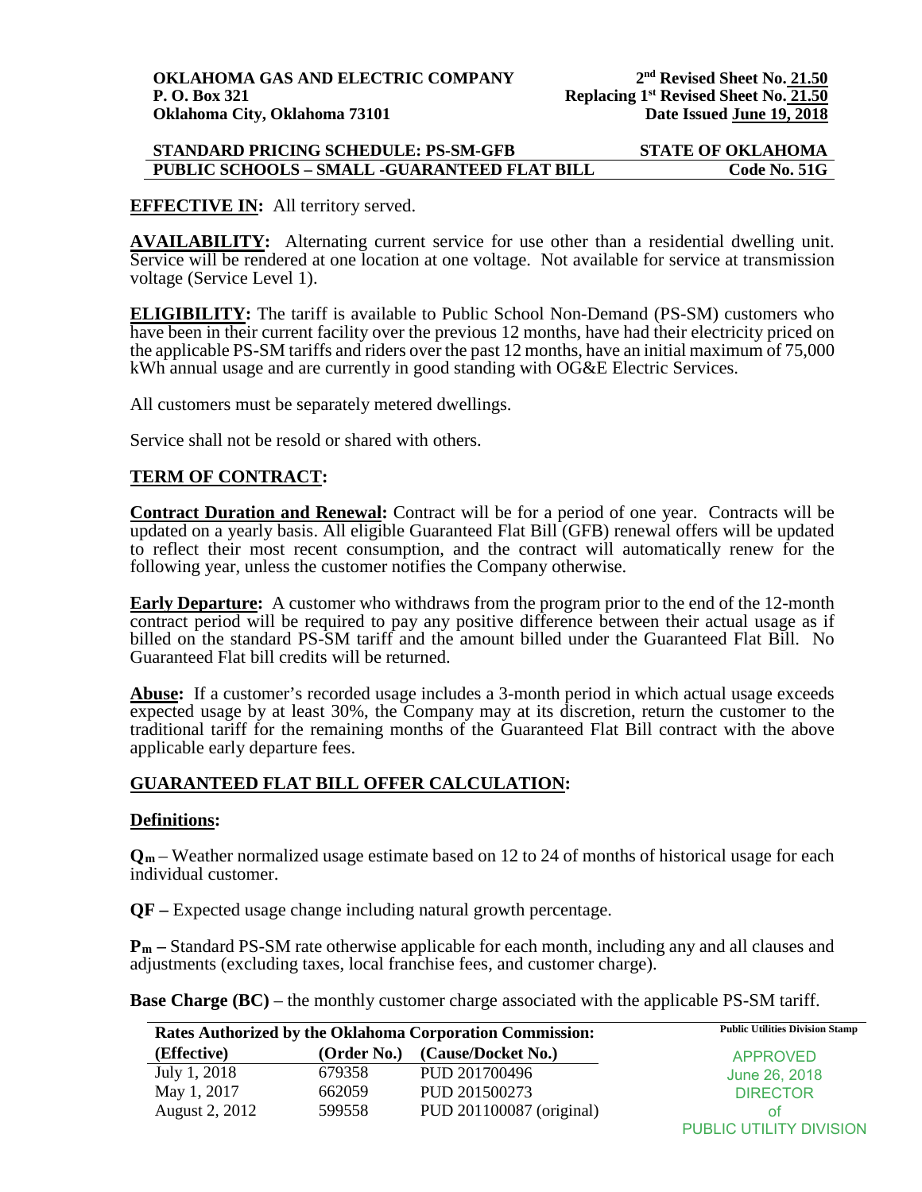**OKLAHOMA GAS AND ELECTRIC COMPANY**
**P. O. Box 321**
**Oklahoma City, Oklahoma 73101**

**2nd Revised Sheet No. 21.50**
**Replacing 1st Revised Sheet No. 21.50**
**Date Issued June 19, 2018**

| **STANDARD PRICING SCHEDULE: PS-SM-GFB** | **STATE OF OKLAHOMA** |
|---|---|
| **PUBLIC SCHOOLS – SMALL -GUARANTEED FLAT BILL** | **Code No. 51G** |

**EFFECTIVE IN:** All territory served.

**AVAILABILITY:** Alternating current service for use other than a residential dwelling unit. Service will be rendered at one location at one voltage. Not available for service at transmission voltage (Service Level 1).

**ELIGIBILITY:** The tariff is available to Public School Non-Demand (PS-SM) customers who have been in their current facility over the previous 12 months, have had their electricity priced on the applicable PS-SM tariffs and riders over the past 12 months, have an initial maximum of 75,000 kWh annual usage and are currently in good standing with OG&E Electric Services.

All customers must be separately metered dwellings.

Service shall not be resold or shared with others.

## TERM OF CONTRACT:

**Contract Duration and Renewal:** Contract will be for a period of one year. Contracts will be updated on a yearly basis. All eligible Guaranteed Flat Bill (GFB) renewal offers will be updated to reflect their most recent consumption, and the contract will automatically renew for the following year, unless the customer notifies the Company otherwise.

**Early Departure:** A customer who withdraws from the program prior to the end of the 12-month contract period will be required to pay any positive difference between their actual usage as if billed on the standard PS-SM tariff and the amount billed under the Guaranteed Flat Bill. No Guaranteed Flat bill credits will be returned.

**Abuse:** If a customer's recorded usage includes a 3-month period in which actual usage exceeds expected usage by at least 30%, the Company may at its discretion, return the customer to the traditional tariff for the remaining months of the Guaranteed Flat Bill contract with the above applicable early departure fees.

## GUARANTEED FLAT BILL OFFER CALCULATION:

### Definitions:

**$Q_m$** – Weather normalized usage estimate based on 12 to 24 of months of historical usage for each individual customer.

**QF –** Expected usage change including natural growth percentage.

**$P_m$ –** Standard PS-SM rate otherwise applicable for each month, including any and all clauses and adjustments (excluding taxes, local franchise fees, and customer charge).

**Base Charge (BC)** – the monthly customer charge associated with the applicable PS-SM tariff.

| **Rates Authorized by the Oklahoma Corporation Commission:** | | |
|---|---|---|
| **(Effective)** | **(Order No.)** | **(Cause/Docket No.)** |
| July 1, 2018 | 679358 | PUD 201700496 |
| May 1, 2017 | 662059 | PUD 201500273 |
| August 2, 2012 | 599558 | PUD 201100087 (original) |

**Public Utilities Division Stamp**
APPROVED
June 26, 2018
DIRECTOR
of
PUBLIC UTILITY DIVISION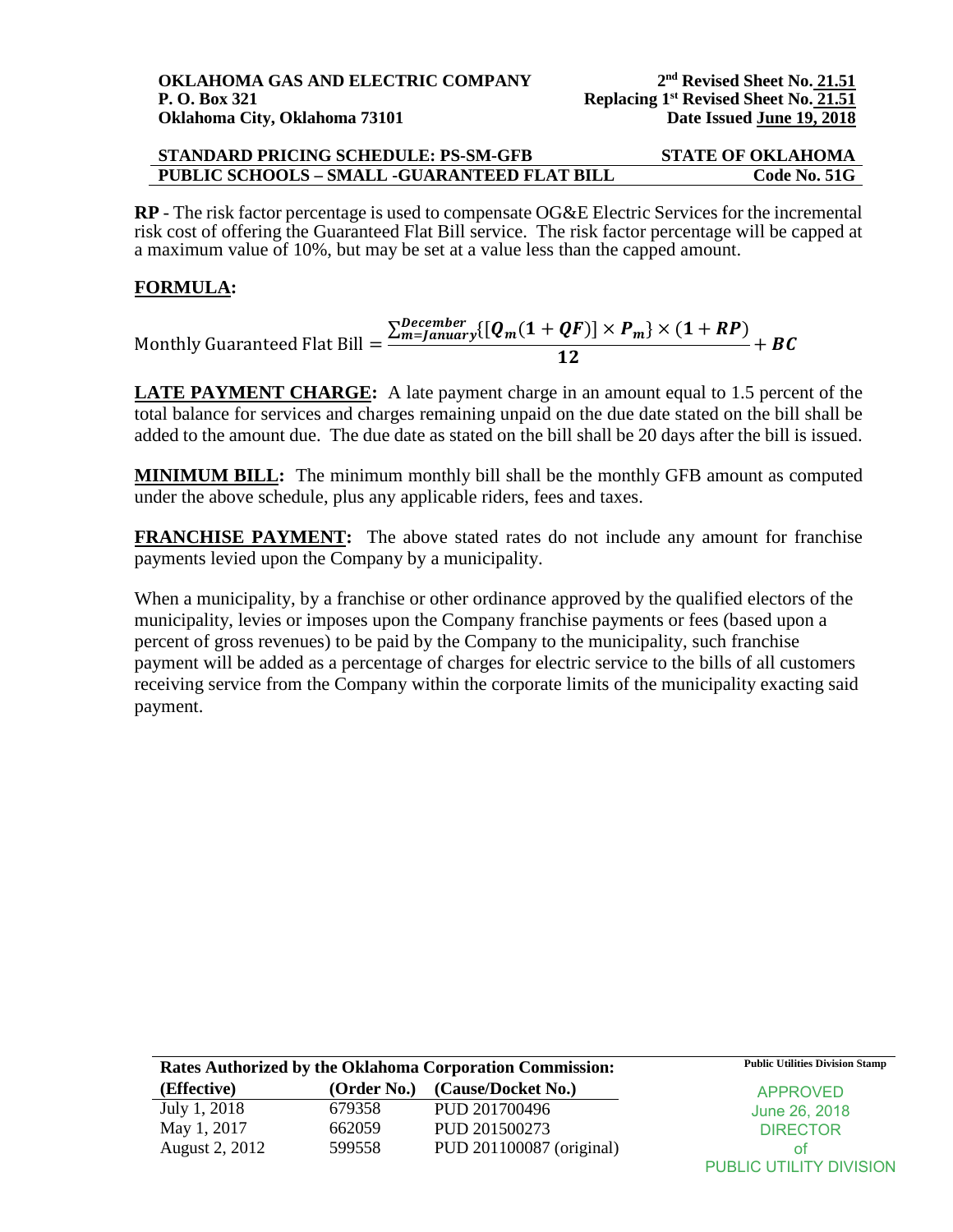**OKLAHOMA GAS AND ELECTRIC COMPANY**
**P. O. Box 321**
**Oklahoma City, Oklahoma 73101**

**2nd Revised Sheet No. 21.51**
**Replacing 1st Revised Sheet No. 21.51**
**Date Issued June 19, 2018**

| **STANDARD PRICING SCHEDULE: PS-SM-GFB** | **STATE OF OKLAHOMA** |
|---|---|
| **PUBLIC SCHOOLS – SMALL -GUARANTEED FLAT BILL** | **Code No. 51G** |

**RP** - The risk factor percentage is used to compensate OG&E Electric Services for the incremental risk cost of offering the Guaranteed Flat Bill service. The risk factor percentage will be capped at a maximum value of 10%, but may be set at a value less than the capped amount.

## FORMULA:

$$\text{Monthly Guaranteed Flat Bill} = \frac{\sum_{m=January}^{December}\{[\boldsymbol{Q_m}(\boldsymbol{1}+\boldsymbol{QF})]\times \boldsymbol{P_m}\}\times(\boldsymbol{1}+\boldsymbol{RP})}{\boldsymbol{12}}+\boldsymbol{BC}$$

**LATE PAYMENT CHARGE:** A late payment charge in an amount equal to 1.5 percent of the total balance for services and charges remaining unpaid on the due date stated on the bill shall be added to the amount due. The due date as stated on the bill shall be 20 days after the bill is issued.

**MINIMUM BILL:** The minimum monthly bill shall be the monthly GFB amount as computed under the above schedule, plus any applicable riders, fees and taxes.

**FRANCHISE PAYMENT:** The above stated rates do not include any amount for franchise payments levied upon the Company by a municipality.

When a municipality, by a franchise or other ordinance approved by the qualified electors of the municipality, levies or imposes upon the Company franchise payments or fees (based upon a percent of gross revenues) to be paid by the Company to the municipality, such franchise payment will be added as a percentage of charges for electric service to the bills of all customers receiving service from the Company within the corporate limits of the municipality exacting said payment.

**Rates Authorized by the Oklahoma Corporation Commission:**

| (Effective) | (Order No.) | (Cause/Docket No.) |
|---|---|---|
| July 1, 2018 | 679358 | PUD 201700496 |
| May 1, 2017 | 662059 | PUD 201500273 |
| August 2, 2012 | 599558 | PUD 201100087 (original) |

**Public Utilities Division Stamp**

APPROVED
June 26, 2018
DIRECTOR
of
PUBLIC UTILITY DIVISION